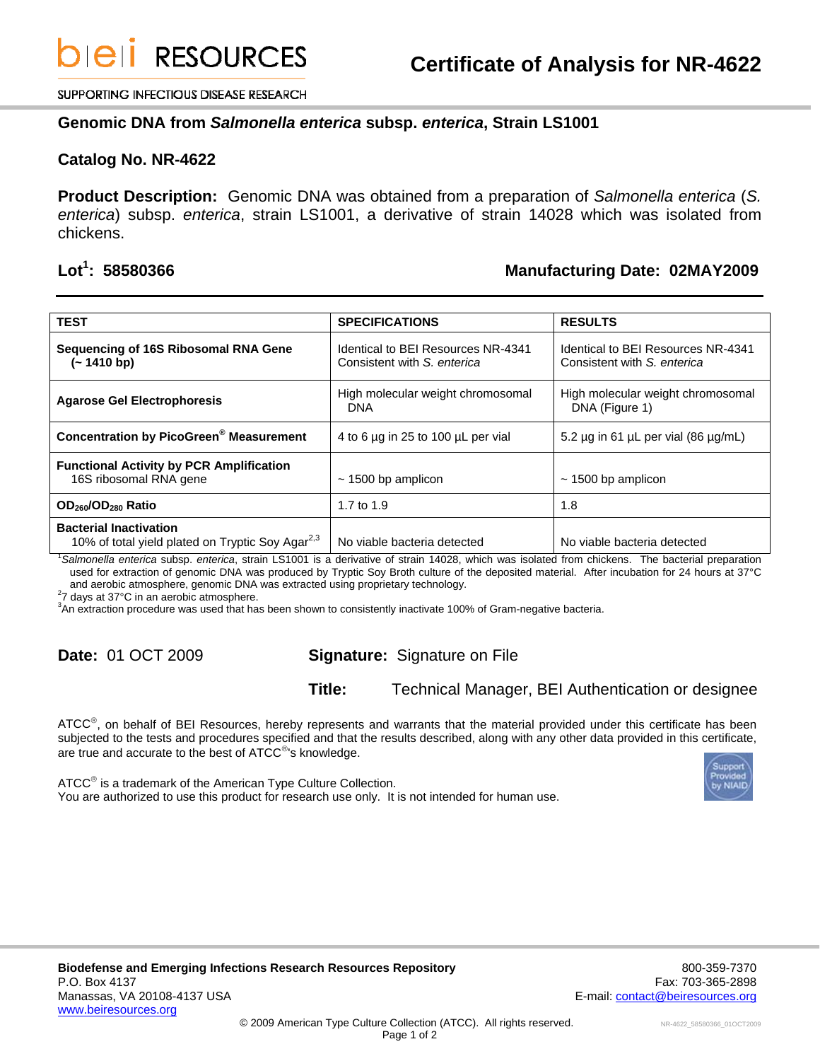**bei RESOURCES**

SUPPORTING INFECTIOUS DISEASE RESEARCH

# Certificate of Analysis for NR-4622

## Genomic DNA from *Salmonella enterica* subsp. *enterica*, Strain LS1001

## Catalog No. NR-4622

**Product Description:** Genomic DNA was obtained from a preparation of *Salmonella enterica* (*S. enterica*) subsp. *enterica*, strain LS1001, a derivative of strain 14028 which was isolated from chickens.

**Lot[1]: 58580366** **Manufacturing Date: 02MAY2009**

| TEST | SPECIFICATIONS | RESULTS |
|---|---|---|
| **Sequencing of 16S Ribosomal RNA Gene (~ 1410 bp)** | Identical to BEI Resources NR-4341<br>Consistent with *S. enterica* | Identical to BEI Resources NR-4341<br>Consistent with *S. enterica* |
| **Agarose Gel Electrophoresis** | High molecular weight chromosomal DNA | High molecular weight chromosomal DNA (Figure 1) |
| **Concentration by PicoGreen® Measurement** | 4 to 6 µg in 25 to 100 µL per vial | 5.2 µg in 61 µL per vial (86 µg/mL) |
| **Functional Activity by PCR Amplification**<br>16S ribosomal RNA gene | ~ 1500 bp amplicon | ~ 1500 bp amplicon |
| **$OD_{260}/OD_{280}$ Ratio** | 1.7 to 1.9 | 1.8 |
| **Bacterial Inactivation**<br>10% of total yield plated on Tryptic Soy Agar[2,3] | No viable bacteria detected | No viable bacteria detected |

[1] *Salmonella enterica* subsp. *enterica*, strain LS1001 is a derivative of strain 14028, which was isolated from chickens. The bacterial preparation used for extraction of genomic DNA was produced by Tryptic Soy Broth culture of the deposited material. After incubation for 24 hours at 37°C and aerobic atmosphere, genomic DNA was extracted using proprietary technology.
[2] 7 days at 37°C in an aerobic atmosphere.
[3] An extraction procedure was used that has been shown to consistently inactivate 100% of Gram-negative bacteria.

**Date:** 01 OCT 2009

**Signature:** Signature on File

**Title:** Technical Manager, BEI Authentication or designee

ATCC®, on behalf of BEI Resources, hereby represents and warrants that the material provided under this certificate has been subjected to the tests and procedures specified and that the results described, along with any other data provided in this certificate, are true and accurate to the best of ATCC®'s knowledge.

ATCC® is a trademark of the American Type Culture Collection.
You are authorized to use this product for research use only. It is not intended for human use.

Support Provided by NIAID

**Biodefense and Emerging Infections Research Resources Repository**
P.O. Box 4137
Manassas, VA 20108-4137 USA
www.beiresources.org

800-359-7370
Fax: 703-365-2898
E-mail: contact@beiresources.org

© 2009 American Type Culture Collection (ATCC). All rights reserved.

NR-4622_58580366_01OCT2009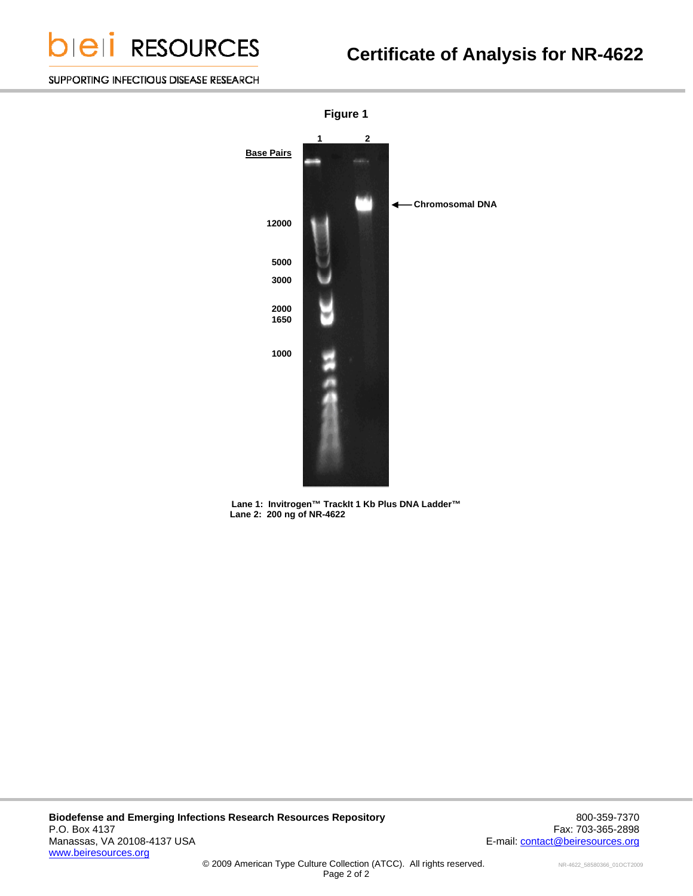# Certificate of Analysis for NR-4622

**Figure 1**

1
2

Base Pairs

12000
5000
3000
2000
1650
1000

Chromosomal DNA

**Lane 1: Invitrogen™ TrackIt 1 Kb Plus DNA Ladder™**
**Lane 2: 200 ng of NR-4622**

**Biodefense and Emerging Infections Research Resources Repository**
P.O. Box 4137
Manassas, VA 20108-4137 USA
www.beiresources.org

800-359-7370
Fax: 703-365-2898
E-mail: contact@beiresources.org

© 2009 American Type Culture Collection (ATCC). All rights reserved.

NR-4622_58580366_01OCT2009